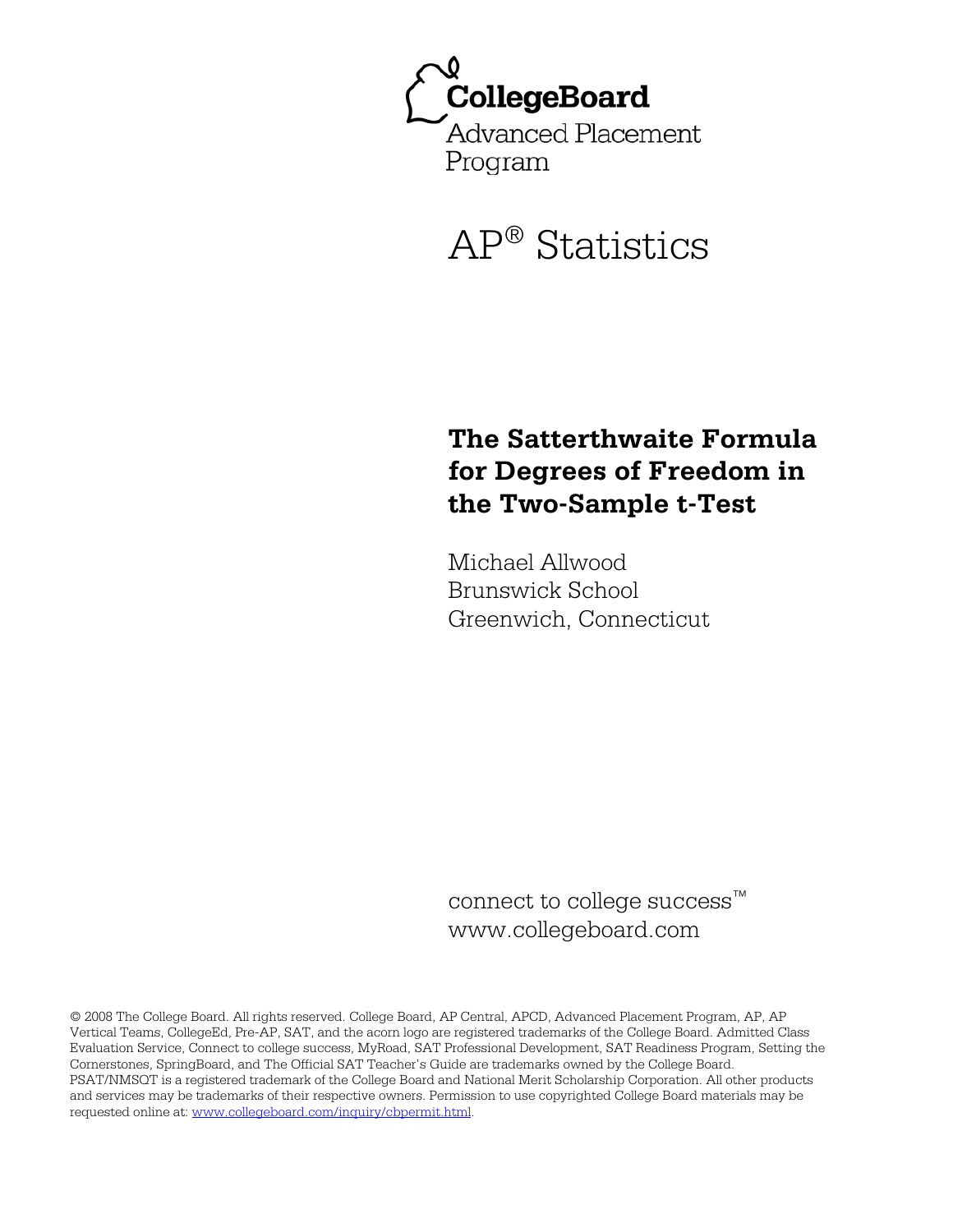CollegeBoard

Advanced Placement Program

# AP® Statistics

## The Satterthwaite Formula for Degrees of Freedom in the Two-Sample t-Test

Michael Allwood
Brunswick School
Greenwich, Connecticut

connect to college success™
www.collegeboard.com

© 2008 The College Board. All rights reserved. College Board, AP Central, APCD, Advanced Placement Program, AP, AP Vertical Teams, CollegeEd, Pre-AP, SAT, and the acorn logo are registered trademarks of the College Board. Admitted Class Evaluation Service, Connect to college success, MyRoad, SAT Professional Development, SAT Readiness Program, Setting the Cornerstones, SpringBoard, and The Official SAT Teacher's Guide are trademarks owned by the College Board. PSAT/NMSQT is a registered trademark of the College Board and National Merit Scholarship Corporation. All other products and services may be trademarks of their respective owners. Permission to use copyrighted College Board materials may be requested online at: www.collegeboard.com/inquiry/cbpermit.html.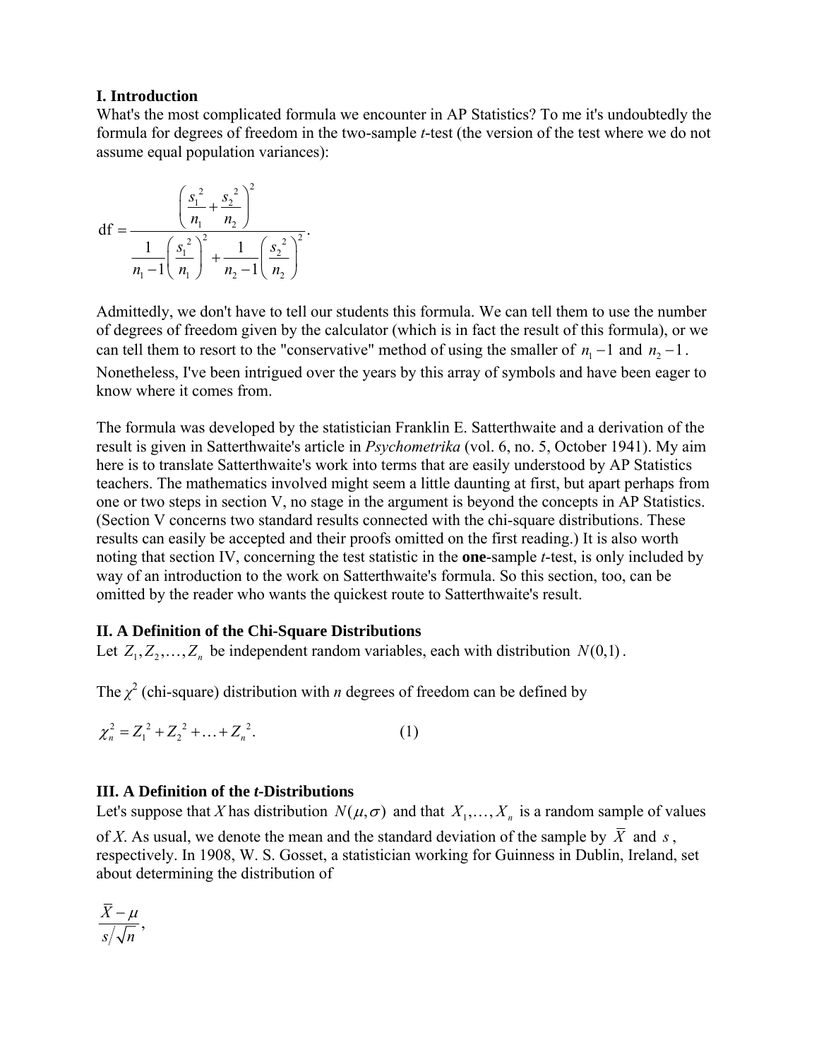## I. Introduction

What's the most complicated formula we encounter in AP Statistics? To me it's undoubtedly the formula for degrees of freedom in the two-sample *t*-test (the version of the test where we do not assume equal population variances):

$$\text{df} = \frac{\left(\dfrac{s_1^{\,2}}{n_1} + \dfrac{s_2^{\,2}}{n_2}\right)^2}{\dfrac{1}{n_1 - 1}\left(\dfrac{s_1^{\,2}}{n_1}\right)^2 + \dfrac{1}{n_2 - 1}\left(\dfrac{s_2^{\,2}}{n_2}\right)^2}.$$

Admittedly, we don't have to tell our students this formula. We can tell them to use the number of degrees of freedom given by the calculator (which is in fact the result of this formula), or we can tell them to resort to the "conservative" method of using the smaller of $n_1 - 1$ and $n_2 - 1$. Nonetheless, I've been intrigued over the years by this array of symbols and have been eager to know where it comes from.

The formula was developed by the statistician Franklin E. Satterthwaite and a derivation of the result is given in Satterthwaite's article in *Psychometrika* (vol. 6, no. 5, October 1941). My aim here is to translate Satterthwaite's work into terms that are easily understood by AP Statistics teachers. The mathematics involved might seem a little daunting at first, but apart perhaps from one or two steps in section V, no stage in the argument is beyond the concepts in AP Statistics. (Section V concerns two standard results connected with the chi-square distributions. These results can easily be accepted and their proofs omitted on the first reading.) It is also worth noting that section IV, concerning the test statistic in the **one**-sample *t*-test, is only included by way of an introduction to the work on Satterthwaite's formula. So this section, too, can be omitted by the reader who wants the quickest route to Satterthwaite's result.

## II. A Definition of the Chi-Square Distributions

Let $Z_1, Z_2, \ldots, Z_n$ be independent random variables, each with distribution $N(0,1)$.

The $\chi^2$ (chi-square) distribution with *n* degrees of freedom can be defined by

$$\chi_n^2 = Z_1^{\,2} + Z_2^{\,2} + \ldots + Z_n^{\,2}. \qquad (1)$$

## III. A Definition of the *t*-Distributions

Let's suppose that *X* has distribution $N(\mu, \sigma)$ and that $X_1, \ldots, X_n$ is a random sample of values of *X*. As usual, we denote the mean and the standard deviation of the sample by $\overline{X}$ and $s$, respectively. In 1908, W. S. Gosset, a statistician working for Guinness in Dublin, Ireland, set about determining the distribution of

$$\frac{\overline{X} - \mu}{s/\sqrt{n}},$$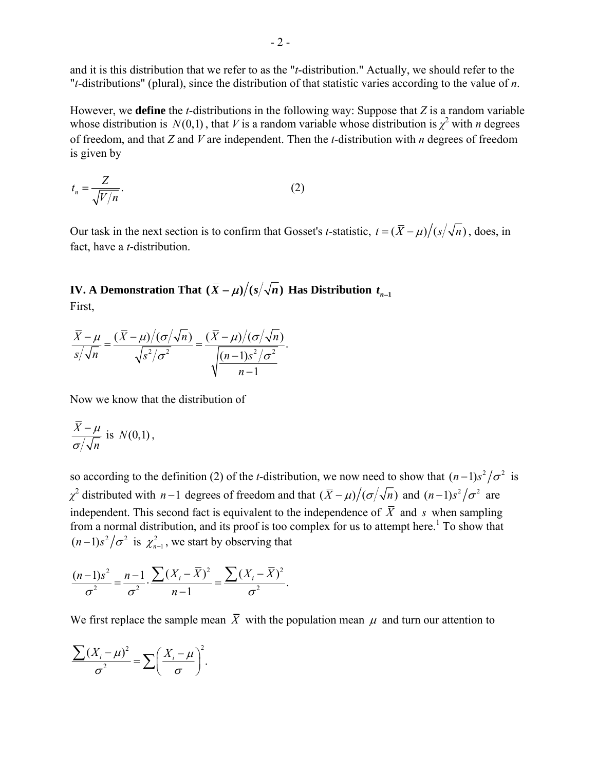and it is this distribution that we refer to as the "*t*-distribution." Actually, we should refer to the "*t*-distributions" (plural), since the distribution of that statistic varies according to the value of *n*.

However, we **define** the *t*-distributions in the following way: Suppose that *Z* is a random variable whose distribution is $N(0,1)$, that *V* is a random variable whose distribution is $\chi^2$ with *n* degrees of freedom, and that *Z* and *V* are independent. Then the *t*-distribution with *n* degrees of freedom is given by

$$t_n = \frac{Z}{\sqrt{V/n}}. \qquad (2)$$

Our task in the next section is to confirm that Gosset's *t*-statistic, $t = (\bar{X} - \mu)/(s/\sqrt{n})$, does, in fact, have a *t*-distribution.

## IV. A Demonstration That $(\bar{X} - \mu)/(s/\sqrt{n})$ Has Distribution $t_{n-1}$

First,

$$\frac{\bar{X} - \mu}{s/\sqrt{n}} = \frac{(\bar{X} - \mu)/(\sigma/\sqrt{n})}{\sqrt{s^2/\sigma^2}} = \frac{(\bar{X} - \mu)/(\sigma/\sqrt{n})}{\sqrt{\dfrac{(n-1)s^2/\sigma^2}{n-1}}}.$$

Now we know that the distribution of

$$\frac{\bar{X} - \mu}{\sigma/\sqrt{n}} \text{ is } N(0,1),$$

so according to the definition (2) of the *t*-distribution, we now need to show that $(n-1)s^2/\sigma^2$ is $\chi^2$ distributed with $n-1$ degrees of freedom and that $(\bar{X} - \mu)/(\sigma/\sqrt{n})$ and $(n-1)s^2/\sigma^2$ are independent. This second fact is equivalent to the independence of $\bar{X}$ and $s$ when sampling from a normal distribution, and its proof is too complex for us to attempt here.[1] To show that $(n-1)s^2/\sigma^2$ is $\chi^2_{n-1}$, we start by observing that

$$\frac{(n-1)s^2}{\sigma^2} = \frac{n-1}{\sigma^2} \cdot \frac{\sum (X_i - \bar{X})^2}{n-1} = \frac{\sum (X_i - \bar{X})^2}{\sigma^2}.$$

We first replace the sample mean $\bar{X}$ with the population mean $\mu$ and turn our attention to

$$\frac{\sum (X_i - \mu)^2}{\sigma^2} = \sum \left( \frac{X_i - \mu}{\sigma} \right)^2.$$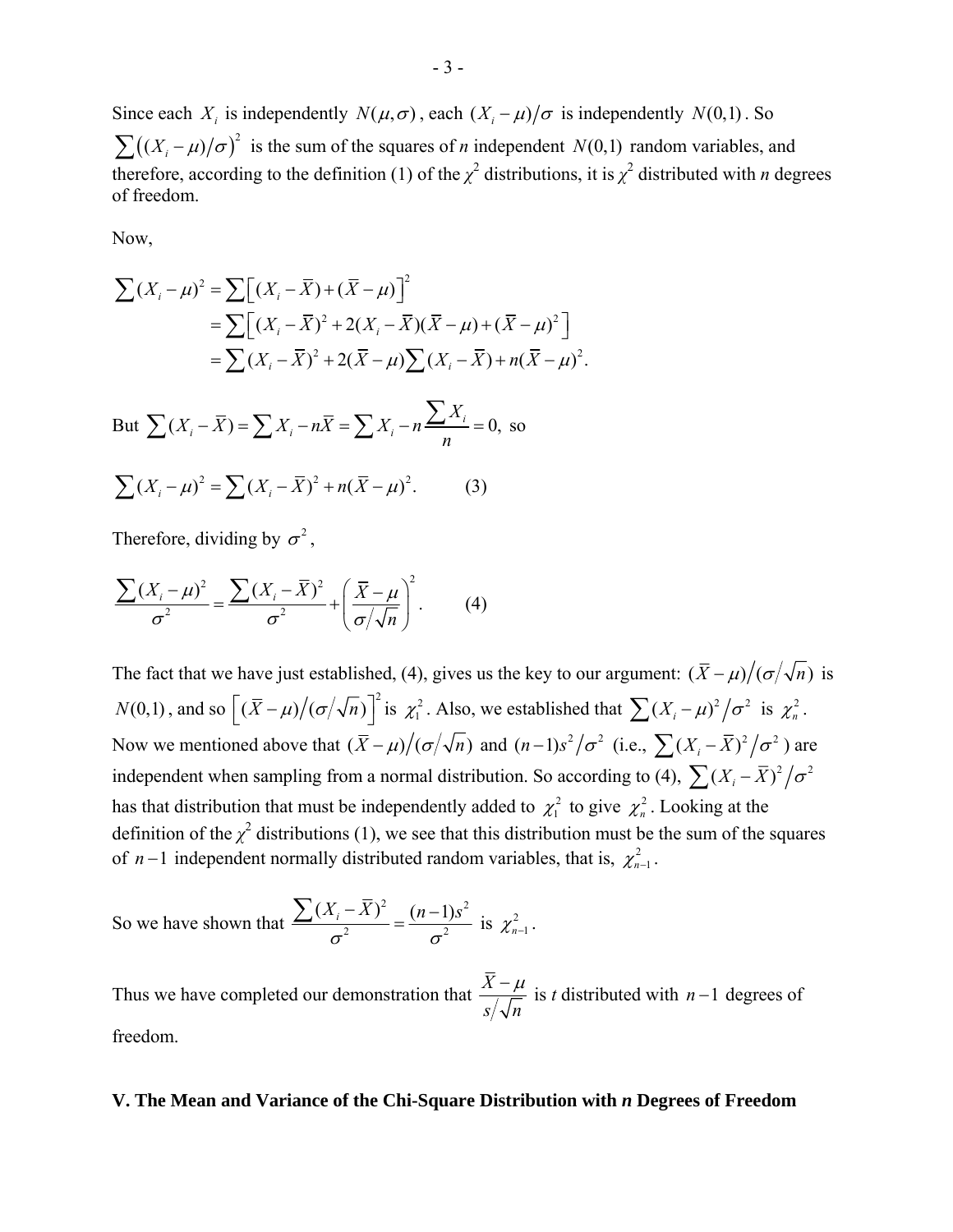Since each $X_i$ is independently $N(\mu, \sigma)$, each $(X_i - \mu)/\sigma$ is independently $N(0,1)$. So $\sum((X_i - \mu)/\sigma)^2$ is the sum of the squares of *n* independent $N(0,1)$ random variables, and therefore, according to the definition (1) of the $\chi^2$ distributions, it is $\chi^2$ distributed with *n* degrees of freedom.

Now,

$$
\begin{aligned}
\sum (X_i - \mu)^2 &= \sum \left[ (X_i - \bar{X}) + (\bar{X} - \mu) \right]^2 \\
&= \sum \left[ (X_i - \bar{X})^2 + 2(X_i - \bar{X})(\bar{X} - \mu) + (\bar{X} - \mu)^2 \right] \\
&= \sum (X_i - \bar{X})^2 + 2(\bar{X} - \mu) \sum (X_i - \bar{X}) + n(\bar{X} - \mu)^2.
\end{aligned}
$$

But $\sum (X_i - \bar{X}) = \sum X_i - n\bar{X} = \sum X_i - n \dfrac{\sum X_i}{n} = 0,$ so

$$\sum (X_i - \mu)^2 = \sum (X_i - \bar{X})^2 + n(\bar{X} - \mu)^2. \qquad (3)$$

Therefore, dividing by $\sigma^2$,

$$\frac{\sum (X_i - \mu)^2}{\sigma^2} = \frac{\sum (X_i - \bar{X})^2}{\sigma^2} + \left( \frac{\bar{X} - \mu}{\sigma/\sqrt{n}} \right)^2. \qquad (4)$$

The fact that we have just established, (4), gives us the key to our argument: $(\bar{X} - \mu)/(\sigma/\sqrt{n})$ is $N(0,1)$, and so $\left[ (\bar{X} - \mu)/(\sigma/\sqrt{n}) \right]^2$ is $\chi_1^2$. Also, we established that $\sum (X_i - \mu)^2/\sigma^2$ is $\chi_n^2$. Now we mentioned above that $(\bar{X} - \mu)/(\sigma/\sqrt{n})$ and $(n-1)s^2/\sigma^2$ (i.e., $\sum (X_i - \bar{X})^2/\sigma^2$) are independent when sampling from a normal distribution. So according to (4), $\sum (X_i - \bar{X})^2/\sigma^2$ has that distribution that must be independently added to $\chi_1^2$ to give $\chi_n^2$. Looking at the definition of the $\chi^2$ distributions (1), we see that this distribution must be the sum of the squares of $n-1$ independent normally distributed random variables, that is, $\chi_{n-1}^2$.

So we have shown that $\dfrac{\sum (X_i - \bar{X})^2}{\sigma^2} = \dfrac{(n-1)s^2}{\sigma^2}$ is $\chi_{n-1}^2$.

Thus we have completed our demonstration that $\dfrac{\bar{X} - \mu}{s/\sqrt{n}}$ is *t* distributed with $n-1$ degrees of freedom.

## V. The Mean and Variance of the Chi-Square Distribution with *n* Degrees of Freedom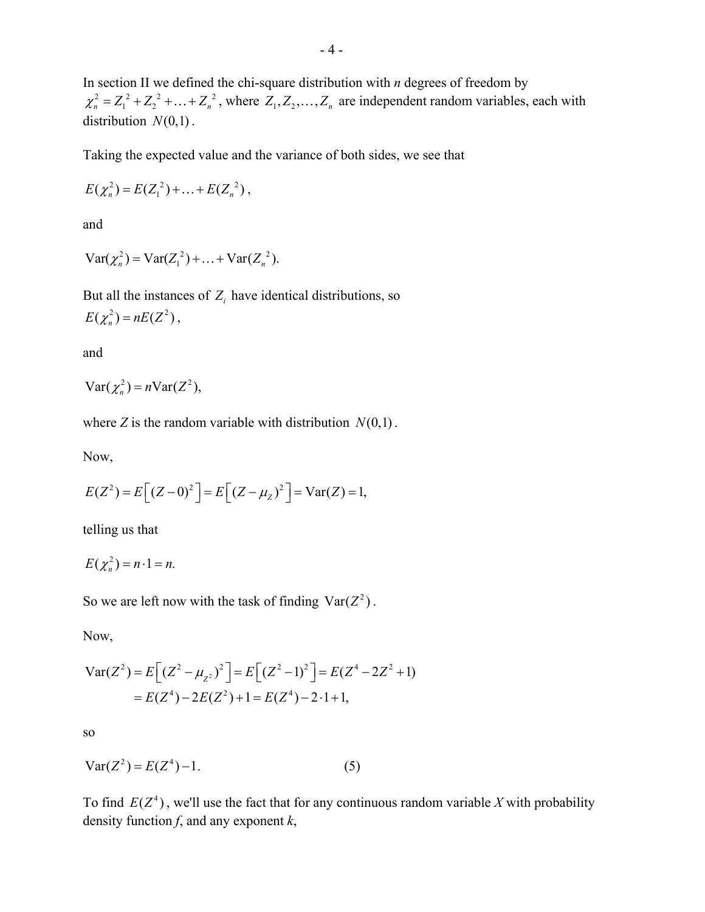In section II we defined the chi-square distribution with $n$ degrees of freedom by $\chi_n^2 = Z_1^{\ 2} + Z_2^{\ 2} + \ldots + Z_n^{\ 2}$, where $Z_1, Z_2, \ldots, Z_n$ are independent random variables, each with distribution $N(0,1)$.

Taking the expected value and the variance of both sides, we see that

$$E(\chi_n^2) = E(Z_1^{\ 2}) + \ldots + E(Z_n^{\ 2}),$$

and

$$\text{Var}(\chi_n^2) = \text{Var}(Z_1^{\ 2}) + \ldots + \text{Var}(Z_n^{\ 2}).$$

But all the instances of $Z_i$ have identical distributions, so

$$E(\chi_n^2) = nE(Z^2),$$

and

$$\text{Var}(\chi_n^2) = n\text{Var}(Z^2),$$

where $Z$ is the random variable with distribution $N(0,1)$.

Now,

$$E(Z^2) = E\left[(Z-0)^2\right] = E\left[(Z-\mu_Z)^2\right] = \text{Var}(Z) = 1,$$

telling us that

$$E(\chi_n^2) = n \cdot 1 = n.$$

So we are left now with the task of finding $\text{Var}(Z^2)$.

Now,

$$\begin{aligned}\text{Var}(Z^2) &= E\left[(Z^2 - \mu_{Z^2})^2\right] = E\left[(Z^2-1)^2\right] = E(Z^4 - 2Z^2 + 1) \\ &= E(Z^4) - 2E(Z^2) + 1 = E(Z^4) - 2 \cdot 1 + 1,\end{aligned}$$

so

$$\text{Var}(Z^2) = E(Z^4) - 1. \qquad (5)$$

To find $E(Z^4)$, we'll use the fact that for any continuous random variable $X$ with probability density function $f$, and any exponent $k$,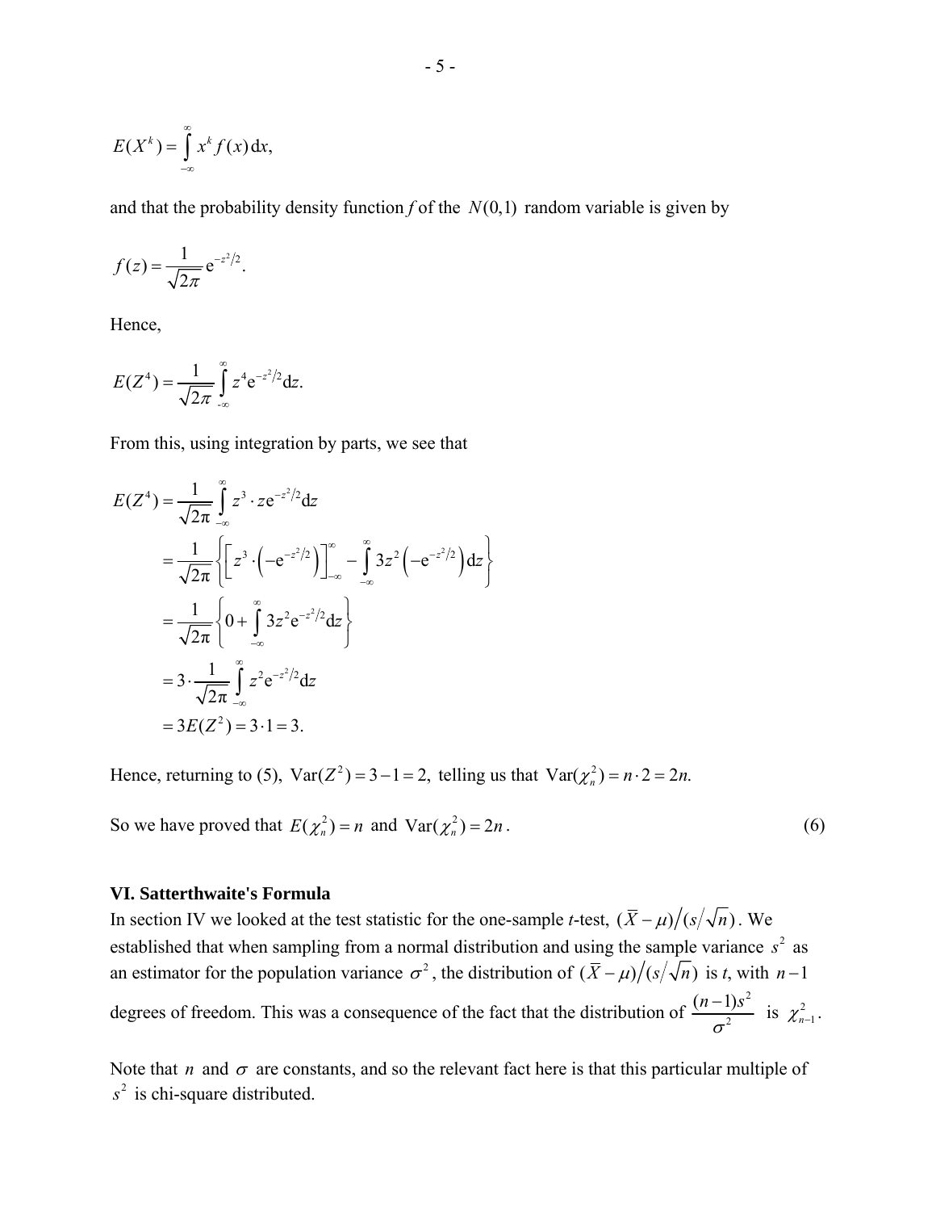$$E(X^k) = \int_{-\infty}^{\infty} x^k f(x)\,\mathrm{d}x,$$

and that the probability density function *f* of the $N(0,1)$ random variable is given by

$$f(z) = \frac{1}{\sqrt{2\pi}} \mathrm{e}^{-z^2/2}.$$

Hence,

$$E(Z^4) = \frac{1}{\sqrt{2\pi}} \int_{-\infty}^{\infty} z^4 \mathrm{e}^{-z^2/2} \mathrm{d}z.$$

From this, using integration by parts, we see that

$$\begin{aligned}
E(Z^4) &= \frac{1}{\sqrt{2\pi}} \int_{-\infty}^{\infty} z^3 \cdot z\mathrm{e}^{-z^2/2} \mathrm{d}z \\
&= \frac{1}{\sqrt{2\pi}} \left\{ \left[ z^3 \cdot \left( -\mathrm{e}^{-z^2/2} \right) \right]_{-\infty}^{\infty} - \int_{-\infty}^{\infty} 3z^2 \left( -\mathrm{e}^{-z^2/2} \right) \mathrm{d}z \right\} \\
&= \frac{1}{\sqrt{2\pi}} \left\{ 0 + \int_{-\infty}^{\infty} 3z^2 \mathrm{e}^{-z^2/2} \mathrm{d}z \right\} \\
&= 3 \cdot \frac{1}{\sqrt{2\pi}} \int_{-\infty}^{\infty} z^2 \mathrm{e}^{-z^2/2} \mathrm{d}z \\
&= 3E(Z^2) = 3 \cdot 1 = 3.
\end{aligned}$$

Hence, returning to (5), $\mathrm{Var}(Z^2) = 3 - 1 = 2,$ telling us that $\mathrm{Var}(\chi_n^2) = n \cdot 2 = 2n.$

So we have proved that $E(\chi_n^2) = n$ and $\mathrm{Var}(\chi_n^2) = 2n$. (6)

### VI. Satterthwaite's Formula

In section IV we looked at the test statistic for the one-sample *t*-test, $(\bar{X} - \mu)\big/(s/\sqrt{n})$. We established that when sampling from a normal distribution and using the sample variance $s^2$ as an estimator for the population variance $\sigma^2$, the distribution of $(\bar{X} - \mu)\big/(s/\sqrt{n})$ is *t*, with $n-1$ degrees of freedom. This was a consequence of the fact that the distribution of $\dfrac{(n-1)s^2}{\sigma^2}$ is $\chi_{n-1}^2$.

Note that $n$ and $\sigma$ are constants, and so the relevant fact here is that this particular multiple of $s^2$ is chi-square distributed.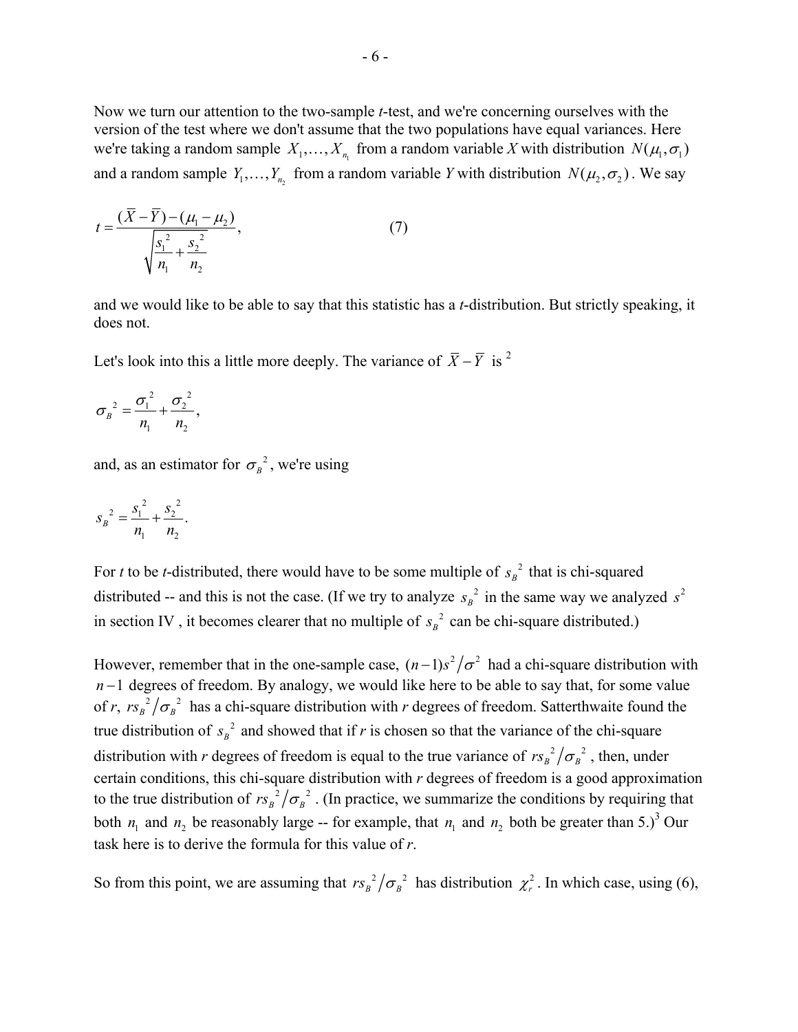Now we turn our attention to the two-sample *t*-test, and we're concerning ourselves with the version of the test where we don't assume that the two populations have equal variances. Here we're taking a random sample $X_1, \ldots, X_{n_1}$ from a random variable *X* with distribution $N(\mu_1, \sigma_1)$ and a random sample $Y_1, \ldots, Y_{n_2}$ from a random variable *Y* with distribution $N(\mu_2, \sigma_2)$. We say

$$t = \frac{(\bar{X} - \bar{Y}) - (\mu_1 - \mu_2)}{\sqrt{\dfrac{s_1^{\,2}}{n_1} + \dfrac{s_2^{\,2}}{n_2}}}, \qquad (7)$$

and we would like to be able to say that this statistic has a *t*-distribution. But strictly speaking, it does not.

Let's look into this a little more deeply. The variance of $\bar{X} - \bar{Y}$ is [2]

$$\sigma_B^{\,2} = \frac{\sigma_1^{\,2}}{n_1} + \frac{\sigma_2^{\,2}}{n_2},$$

and, as an estimator for $\sigma_B^{\,2}$, we're using

$$s_B^{\,2} = \frac{s_1^{\,2}}{n_1} + \frac{s_2^{\,2}}{n_2}.$$

For *t* to be *t*-distributed, there would have to be some multiple of $s_B^{\,2}$ that is chi-squared distributed -- and this is not the case. (If we try to analyze $s_B^{\,2}$ in the same way we analyzed $s^2$ in section IV , it becomes clearer that no multiple of $s_B^{\,2}$ can be chi-square distributed.)

However, remember that in the one-sample case, $(n-1)s^2/\sigma^2$ had a chi-square distribution with $n-1$ degrees of freedom. By analogy, we would like here to be able to say that, for some value of *r*, $rs_B^{\,2}/\sigma_B^{\,2}$ has a chi-square distribution with *r* degrees of freedom. Satterthwaite found the true distribution of $s_B^{\,2}$ and showed that if *r* is chosen so that the variance of the chi-square distribution with *r* degrees of freedom is equal to the true variance of $rs_B^{\,2}/\sigma_B^{\,2}$, then, under certain conditions, this chi-square distribution with *r* degrees of freedom is a good approximation to the true distribution of $rs_B^{\,2}/\sigma_B^{\,2}$. (In practice, we summarize the conditions by requiring that both $n_1$ and $n_2$ be reasonably large -- for example, that $n_1$ and $n_2$ both be greater than 5.)[3] Our task here is to derive the formula for this value of *r*.

So from this point, we are assuming that $rs_B^{\,2}/\sigma_B^{\,2}$ has distribution $\chi_r^2$. In which case, using (6),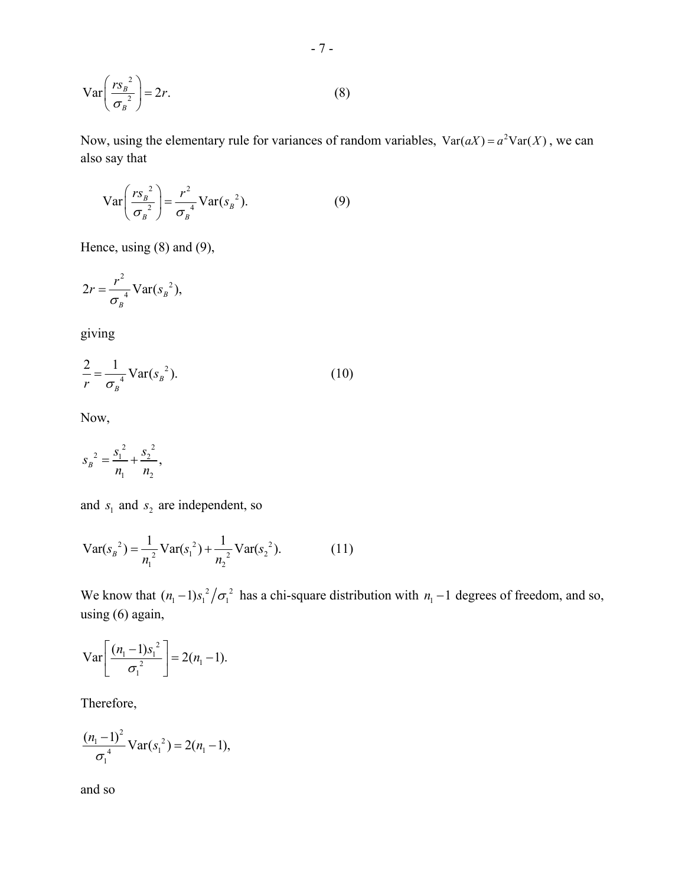$$\text{Var}\left(\frac{rs_B{}^2}{\sigma_B{}^2}\right) = 2r. \qquad (8)$$

Now, using the elementary rule for variances of random variables, $\text{Var}(aX) = a^2\text{Var}(X)$, we can also say that

$$\text{Var}\left(\frac{rs_B{}^2}{\sigma_B{}^2}\right) = \frac{r^2}{\sigma_B{}^4}\text{Var}(s_B{}^2). \qquad (9)$$

Hence, using (8) and (9),

$$2r = \frac{r^2}{\sigma_B{}^4}\text{Var}(s_B{}^2),$$

giving

$$\frac{2}{r} = \frac{1}{\sigma_B{}^4}\text{Var}(s_B{}^2). \qquad (10)$$

Now,

$$s_B{}^2 = \frac{s_1{}^2}{n_1} + \frac{s_2{}^2}{n_2},$$

and $s_1$ and $s_2$ are independent, so

$$\text{Var}(s_B{}^2) = \frac{1}{n_1{}^2}\text{Var}(s_1{}^2) + \frac{1}{n_2{}^2}\text{Var}(s_2{}^2). \qquad (11)$$

We know that $(n_1 - 1)s_1{}^2 / \sigma_1{}^2$ has a chi-square distribution with $n_1 - 1$ degrees of freedom, and so, using (6) again,

$$\text{Var}\left[\frac{(n_1 - 1)s_1{}^2}{\sigma_1{}^2}\right] = 2(n_1 - 1).$$

Therefore,

$$\frac{(n_1 - 1)^2}{\sigma_1{}^4}\text{Var}(s_1{}^2) = 2(n_1 - 1),$$

and so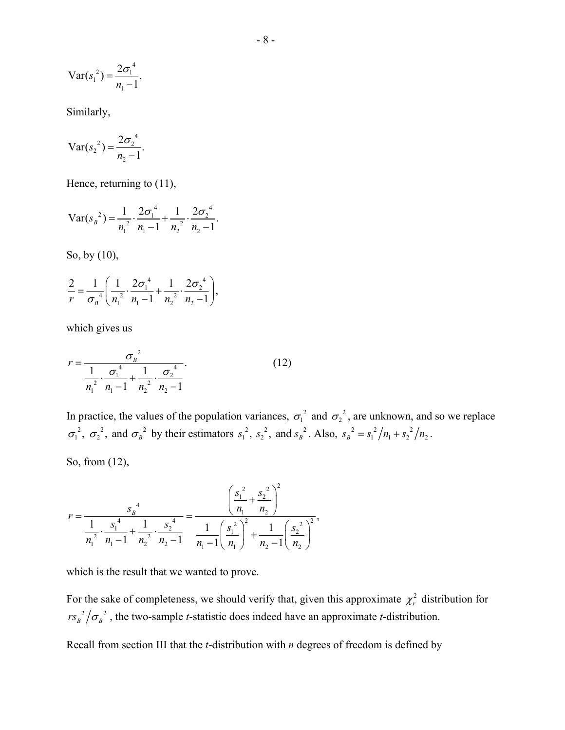$$\text{Var}(s_1^{\ 2}) = \frac{2\sigma_1^{\ 4}}{n_1 - 1}.$$

Similarly,

$$\text{Var}(s_2^{\ 2}) = \frac{2\sigma_2^{\ 4}}{n_2 - 1}.$$

Hence, returning to (11),

$$\text{Var}(s_B^{\ 2}) = \frac{1}{n_1^{\ 2}} \cdot \frac{2\sigma_1^{\ 4}}{n_1 - 1} + \frac{1}{n_2^{\ 2}} \cdot \frac{2\sigma_2^{\ 4}}{n_2 - 1}.$$

So, by (10),

$$\frac{2}{r} = \frac{1}{\sigma_B^{\ 4}} \left( \frac{1}{n_1^{\ 2}} \cdot \frac{2\sigma_1^{\ 4}}{n_1 - 1} + \frac{1}{n_2^{\ 2}} \cdot \frac{2\sigma_2^{\ 4}}{n_2 - 1} \right),$$

which gives us

$$r = \frac{\sigma_B^{\ 2}}{\dfrac{1}{n_1^{\ 2}} \cdot \dfrac{\sigma_1^{\ 4}}{n_1 - 1} + \dfrac{1}{n_2^{\ 2}} \cdot \dfrac{\sigma_2^{\ 4}}{n_2 - 1}}. \qquad (12)$$

In practice, the values of the population variances, $\sigma_1^{\ 2}$ and $\sigma_2^{\ 2}$, are unknown, and so we replace $\sigma_1^{\ 2}$, $\sigma_2^{\ 2}$, and $\sigma_B^{\ 2}$ by their estimators $s_1^{\ 2}$, $s_2^{\ 2}$, and $s_B^{\ 2}$. Also, $s_B^{\ 2} = s_1^{\ 2}/n_1 + s_2^{\ 2}/n_2$.

So, from (12),

$$r = \frac{s_B^{\ 4}}{\dfrac{1}{n_1^{\ 2}} \cdot \dfrac{s_1^{\ 4}}{n_1 - 1} + \dfrac{1}{n_2^{\ 2}} \cdot \dfrac{s_2^{\ 4}}{n_2 - 1}} = \frac{\left( \dfrac{s_1^{\ 2}}{n_1} + \dfrac{s_2^{\ 2}}{n_2} \right)^2}{\dfrac{1}{n_1 - 1} \left( \dfrac{s_1^{\ 2}}{n_1} \right)^2 + \dfrac{1}{n_2 - 1} \left( \dfrac{s_2^{\ 2}}{n_2} \right)^2},$$

which is the result that we wanted to prove.

For the sake of completeness, we should verify that, given this approximate $\chi_r^2$ distribution for $rs_B^{\ 2}/\sigma_B^{\ 2}$, the two-sample *t*-statistic does indeed have an approximate *t*-distribution.

Recall from section III that the *t*-distribution with *n* degrees of freedom is defined by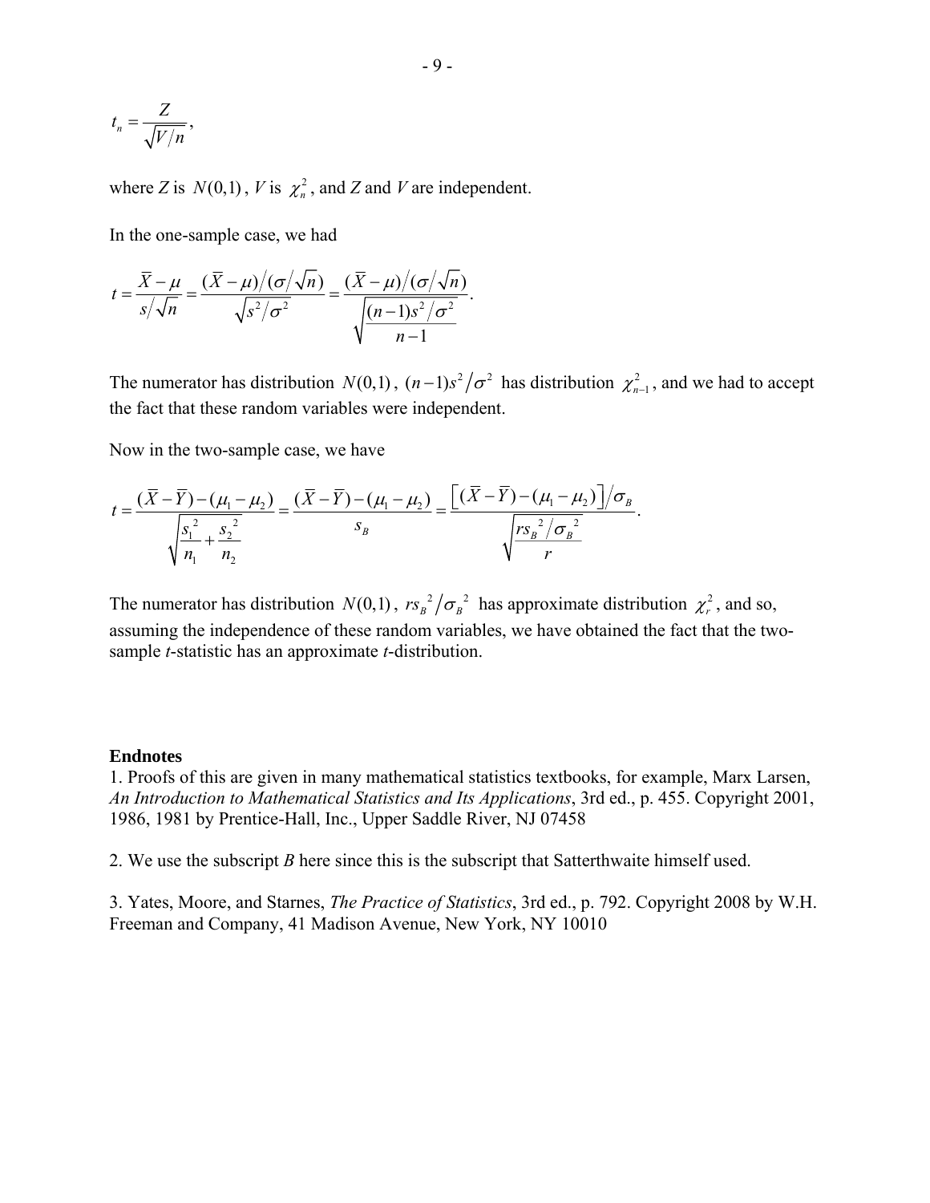$$t_n = \frac{Z}{\sqrt{V/n}},$$

where $Z$ is $N(0,1)$, $V$ is $\chi^2_n$, and $Z$ and $V$ are independent.

In the one-sample case, we had

$$t = \frac{\bar{X} - \mu}{s/\sqrt{n}} = \frac{(\bar{X} - \mu)/(\sigma/\sqrt{n})}{\sqrt{s^2/\sigma^2}} = \frac{(\bar{X} - \mu)/(\sigma/\sqrt{n})}{\sqrt{\dfrac{(n-1)s^2/\sigma^2}{n-1}}}.$$

The numerator has distribution $N(0,1)$, $(n-1)s^2/\sigma^2$ has distribution $\chi^2_{n-1}$, and we had to accept the fact that these random variables were independent.

Now in the two-sample case, we have

$$t = \frac{(\bar{X} - \bar{Y}) - (\mu_1 - \mu_2)}{\sqrt{\dfrac{s_1^{\,2}}{n_1} + \dfrac{s_2^{\,2}}{n_2}}} = \frac{(\bar{X} - \bar{Y}) - (\mu_1 - \mu_2)}{s_B} = \frac{\left[(\bar{X} - \bar{Y}) - (\mu_1 - \mu_2)\right]/\sigma_B}{\sqrt{\dfrac{r s_B^{\,2}/\sigma_B^{\,2}}{r}}}.$$

The numerator has distribution $N(0,1)$, $r s_B^{\,2}/\sigma_B^{\,2}$ has approximate distribution $\chi^2_r$, and so, assuming the independence of these random variables, we have obtained the fact that the two-sample *t*-statistic has an approximate *t*-distribution.

**Endnotes**

1. Proofs of this are given in many mathematical statistics textbooks, for example, Marx Larsen, *An Introduction to Mathematical Statistics and Its Applications*, 3rd ed., p. 455. Copyright 2001, 1986, 1981 by Prentice-Hall, Inc., Upper Saddle River, NJ 07458

2. We use the subscript *B* here since this is the subscript that Satterthwaite himself used.

3. Yates, Moore, and Starnes, *The Practice of Statistics*, 3rd ed., p. 792. Copyright 2008 by W.H. Freeman and Company, 41 Madison Avenue, New York, NY 10010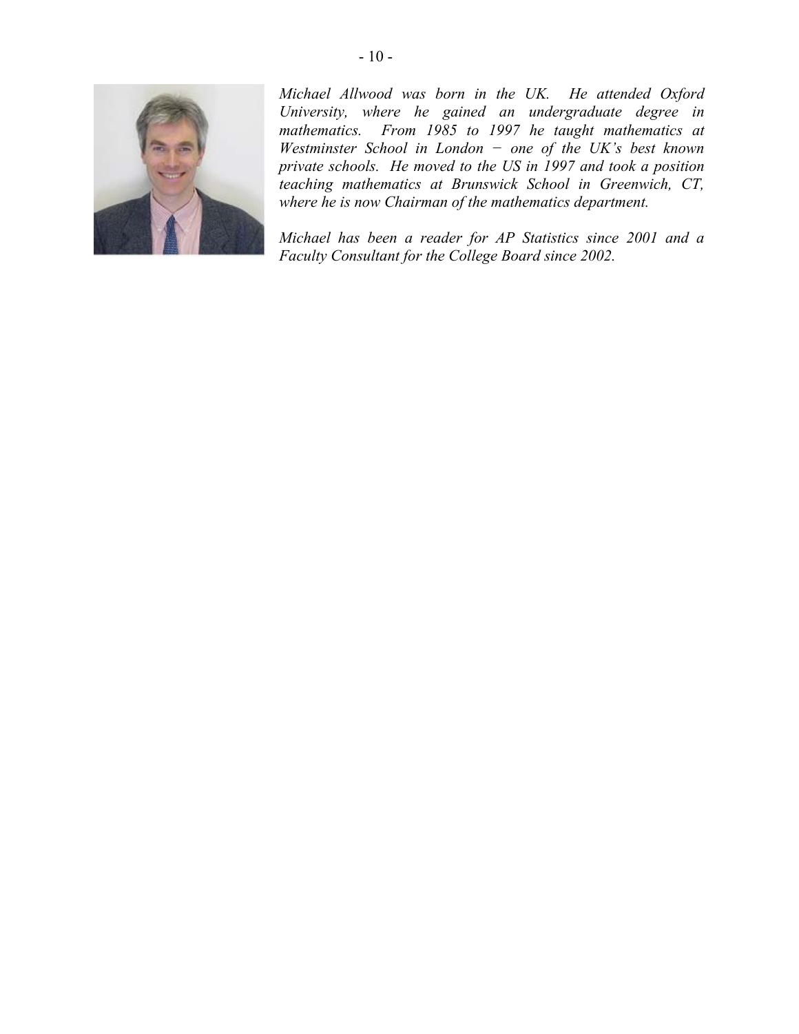*Michael Allwood was born in the UK. He attended Oxford University, where he gained an undergraduate degree in mathematics. From 1985 to 1997 he taught mathematics at Westminster School in London − one of the UK's best known private schools. He moved to the US in 1997 and took a position teaching mathematics at Brunswick School in Greenwich, CT, where he is now Chairman of the mathematics department.*

*Michael has been a reader for AP Statistics since 2001 and a Faculty Consultant for the College Board since 2002.*